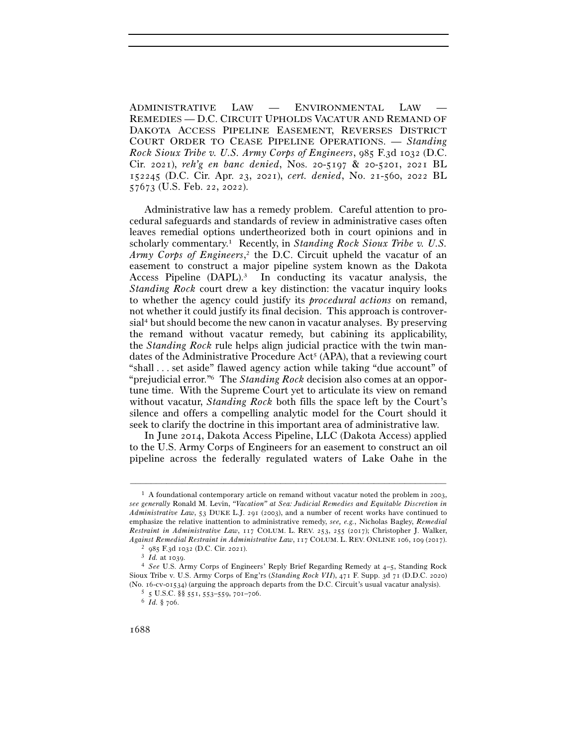ADMINISTRATIVE LAW — ENVIRONMENTAL LAW — REMEDIES — D.C. CIRCUIT UPHOLDS VACATUR AND REMAND OF DAKOTA ACCESS PIPELINE EASEMENT, REVERSES DISTRICT COURT ORDER TO CEASE PIPELINE OPERATIONS. — *Standing Rock Sioux Tribe v. U.S. Army Corps of Engineers*, 985 F.3d 1032 (D.C. Cir. 2021), *reh'g en banc denied*, Nos. 20-5197 & 20-5201, 2021 BL 152245 (D.C. Cir. Apr. 23, 2021), *cert. denied*, No. 21-560, 2022 BL 57673 (U.S. Feb. 22, 2022).

Administrative law has a remedy problem. Careful attention to procedural safeguards and standards of review in administrative cases often leaves remedial options undertheorized both in court opinions and in scholarly commentary.[1] Recently, in *Standing Rock Sioux Tribe v. U.S. Army Corps of Engineers*,[2] the D.C. Circuit upheld the vacatur of an easement to construct a major pipeline system known as the Dakota Access Pipeline (DAPL).[3] In conducting its vacatur analysis, the *Standing Rock* court drew a key distinction: the vacatur inquiry looks to whether the agency could justify its *procedural actions* on remand, not whether it could justify its final decision. This approach is controversial[4] but should become the new canon in vacatur analyses. By preserving the remand without vacatur remedy, but cabining its applicability, the *Standing Rock* rule helps align judicial practice with the twin mandates of the Administrative Procedure Act[5] (APA), that a reviewing court "shall . . . set aside" flawed agency action while taking "due account" of "prejudicial error."[6] The *Standing Rock* decision also comes at an opportune time. With the Supreme Court yet to articulate its view on remand without vacatur, *Standing Rock* both fills the space left by the Court's silence and offers a compelling analytic model for the Court should it seek to clarify the doctrine in this important area of administrative law.

In June 2014, Dakota Access Pipeline, LLC (Dakota Access) applied to the U.S. Army Corps of Engineers for an easement to construct an oil pipeline across the federally regulated waters of Lake Oahe in the

---

[1] A foundational contemporary article on remand without vacatur noted the problem in 2003, *see generally* Ronald M. Levin, *"Vacation" at Sea: Judicial Remedies and Equitable Discretion in Administrative Law*, 53 DUKE L.J. 291 (2003), and a number of recent works have continued to emphasize the relative inattention to administrative remedy, *see, e.g.*, Nicholas Bagley, *Remedial Restraint in Administrative Law*, 117 COLUM. L. REV. 253, 255 (2017); Christopher J. Walker, *Against Remedial Restraint in Administrative Law*, 117 COLUM. L. REV. ONLINE 106, 109 (2017).

[2] 985 F.3d 1032 (D.C. Cir. 2021).

[3] *Id.* at 1039.

[4] *See* U.S. Army Corps of Engineers' Reply Brief Regarding Remedy at 4–5, Standing Rock Sioux Tribe v. U.S. Army Corps of Eng'rs (*Standing Rock VII*), 471 F. Supp. 3d 71 (D.D.C. 2020) (No. 16-cv-01534) (arguing the approach departs from the D.C. Circuit's usual vacatur analysis).

[5] 5 U.S.C. §§ 551, 553–559, 701–706.

[6] *Id.* § 706.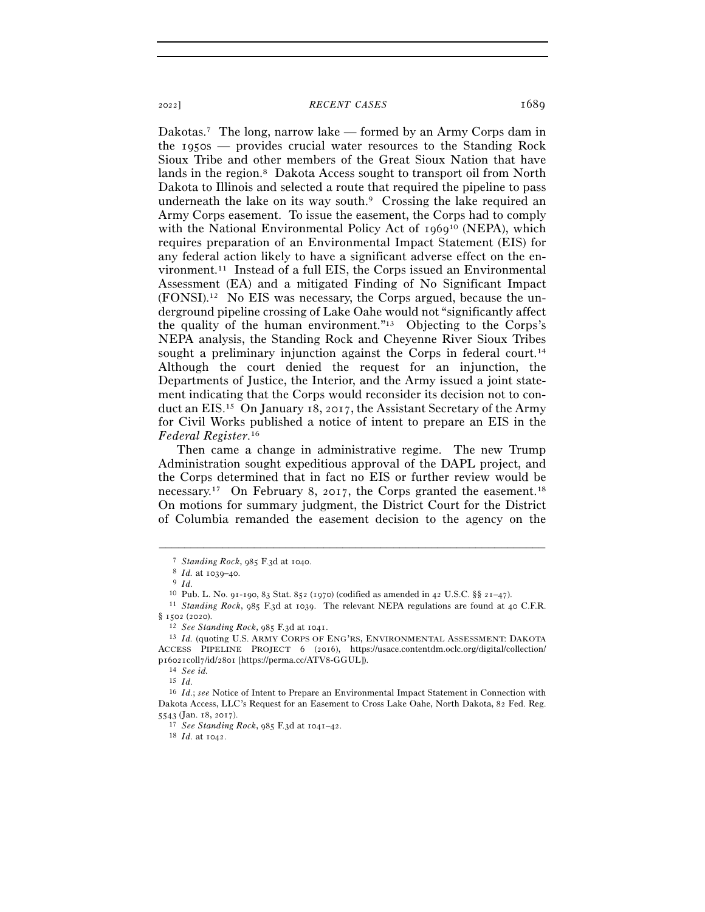Dakotas.[7] The long, narrow lake — formed by an Army Corps dam in the 1950s — provides crucial water resources to the Standing Rock Sioux Tribe and other members of the Great Sioux Nation that have lands in the region.[8] Dakota Access sought to transport oil from North Dakota to Illinois and selected a route that required the pipeline to pass underneath the lake on its way south.[9] Crossing the lake required an Army Corps easement. To issue the easement, the Corps had to comply with the National Environmental Policy Act of 1969[10] (NEPA), which requires preparation of an Environmental Impact Statement (EIS) for any federal action likely to have a significant adverse effect on the environment.[11] Instead of a full EIS, the Corps issued an Environmental Assessment (EA) and a mitigated Finding of No Significant Impact (FONSI).[12] No EIS was necessary, the Corps argued, because the underground pipeline crossing of Lake Oahe would not "significantly affect the quality of the human environment."[13] Objecting to the Corps's NEPA analysis, the Standing Rock and Cheyenne River Sioux Tribes sought a preliminary injunction against the Corps in federal court.[14] Although the court denied the request for an injunction, the Departments of Justice, the Interior, and the Army issued a joint statement indicating that the Corps would reconsider its decision not to conduct an EIS.[15] On January 18, 2017, the Assistant Secretary of the Army for Civil Works published a notice of intent to prepare an EIS in the *Federal Register*.[16]

Then came a change in administrative regime. The new Trump Administration sought expeditious approval of the DAPL project, and the Corps determined that in fact no EIS or further review would be necessary.[17] On February 8, 2017, the Corps granted the easement.[18] On motions for summary judgment, the District Court for the District of Columbia remanded the easement decision to the agency on the

---

[7] *Standing Rock*, 985 F.3d at 1040.

[8] *Id.* at 1039–40.

[9] *Id.*

[10] Pub. L. No. 91-190, 83 Stat. 852 (1970) (codified as amended in 42 U.S.C. §§ 21–47).

[11] *Standing Rock*, 985 F.3d at 1039. The relevant NEPA regulations are found at 40 C.F.R. § 1502 (2020).

[12] *See Standing Rock*, 985 F.3d at 1041.

[13] *Id.* (quoting U.S. ARMY CORPS OF ENG'RS, ENVIRONMENTAL ASSESSMENT: DAKOTA ACCESS PIPELINE PROJECT 6 (2016), https://usace.contentdm.oclc.org/digital/collection/p16021coll7/id/2801 [https://perma.cc/ATV8-GGUL]).

[14] *See id.*

[15] *Id.*

[16] *Id.*; *see* Notice of Intent to Prepare an Environmental Impact Statement in Connection with Dakota Access, LLC's Request for an Easement to Cross Lake Oahe, North Dakota, 82 Fed. Reg. 5543 (Jan. 18, 2017).

[17] *See Standing Rock*, 985 F.3d at 1041–42.

[18] *Id.* at 1042.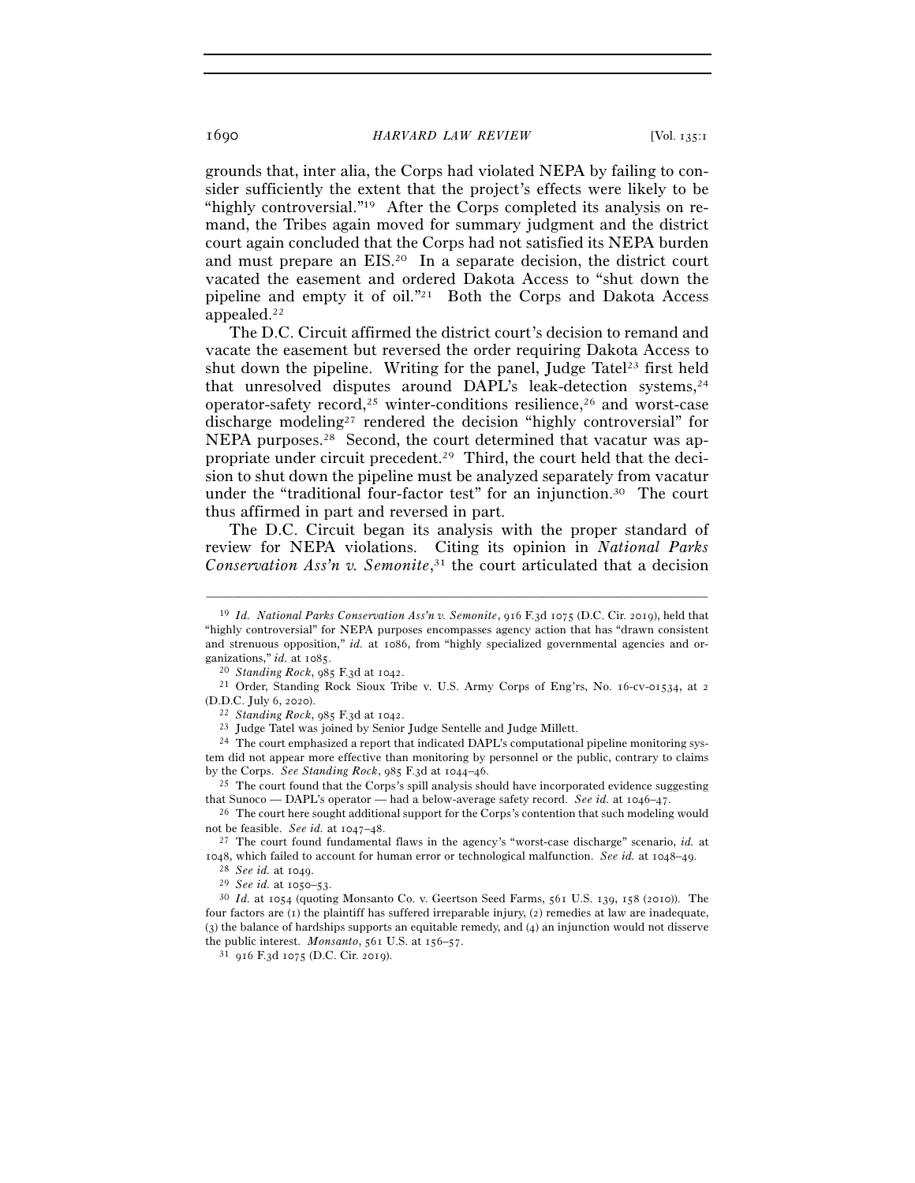grounds that, inter alia, the Corps had violated NEPA by failing to consider sufficiently the extent that the project's effects were likely to be "highly controversial."[19] After the Corps completed its analysis on remand, the Tribes again moved for summary judgment and the district court again concluded that the Corps had not satisfied its NEPA burden and must prepare an EIS.[20] In a separate decision, the district court vacated the easement and ordered Dakota Access to "shut down the pipeline and empty it of oil."[21] Both the Corps and Dakota Access appealed.[22]

The D.C. Circuit affirmed the district court's decision to remand and vacate the easement but reversed the order requiring Dakota Access to shut down the pipeline. Writing for the panel, Judge Tatel[23] first held that unresolved disputes around DAPL's leak-detection systems,[24] operator-safety record,[25] winter-conditions resilience,[26] and worst-case discharge modeling[27] rendered the decision "highly controversial" for NEPA purposes.[28] Second, the court determined that vacatur was appropriate under circuit precedent.[29] Third, the court held that the decision to shut down the pipeline must be analyzed separately from vacatur under the "traditional four-factor test" for an injunction.[30] The court thus affirmed in part and reversed in part.

The D.C. Circuit began its analysis with the proper standard of review for NEPA violations. Citing its opinion in *National Parks Conservation Ass'n v. Semonite*,[31] the court articulated that a decision

---

[19] *Id.* *National Parks Conservation Ass'n v. Semonite*, 916 F.3d 1075 (D.C. Cir. 2019), held that "highly controversial" for NEPA purposes encompasses agency action that has "drawn consistent and strenuous opposition," *id.* at 1086, from "highly specialized governmental agencies and organizations," *id.* at 1085.

[20] *Standing Rock*, 985 F.3d at 1042.

[21] Order, Standing Rock Sioux Tribe v. U.S. Army Corps of Eng'rs, No. 16-cv-01534, at 2 (D.D.C. July 6, 2020).

[22] *Standing Rock*, 985 F.3d at 1042.

[23] Judge Tatel was joined by Senior Judge Sentelle and Judge Millett.

[24] The court emphasized a report that indicated DAPL's computational pipeline monitoring system did not appear more effective than monitoring by personnel or the public, contrary to claims by the Corps. *See Standing Rock*, 985 F.3d at 1044–46.

[25] The court found that the Corps's spill analysis should have incorporated evidence suggesting that Sunoco — DAPL's operator — had a below-average safety record. *See id.* at 1046–47.

[26] The court here sought additional support for the Corps's contention that such modeling would not be feasible. *See id.* at 1047–48.

[27] The court found fundamental flaws in the agency's "worst-case discharge" scenario, *id.* at 1048, which failed to account for human error or technological malfunction. *See id.* at 1048–49.

[28] *See id.* at 1049.

[29] *See id.* at 1050–53.

[30] *Id.* at 1054 (quoting Monsanto Co. v. Geertson Seed Farms, 561 U.S. 139, 158 (2010)). The four factors are (1) the plaintiff has suffered irreparable injury, (2) remedies at law are inadequate, (3) the balance of hardships supports an equitable remedy, and (4) an injunction would not disserve the public interest. *Monsanto*, 561 U.S. at 156–57.

[31] 916 F.3d 1075 (D.C. Cir. 2019).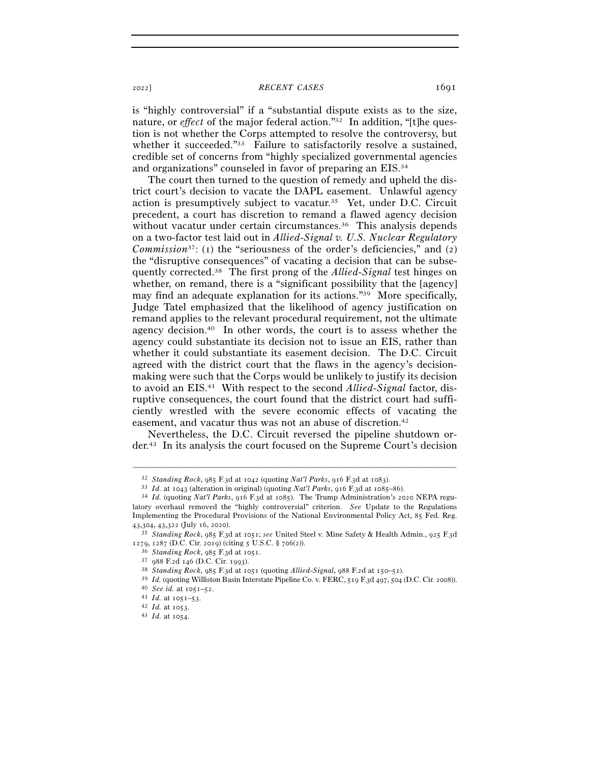is "highly controversial" if a "substantial dispute exists as to the size, nature, or *effect* of the major federal action."[32] In addition, "[t]he question is not whether the Corps attempted to resolve the controversy, but whether it succeeded."[33] Failure to satisfactorily resolve a sustained, credible set of concerns from "highly specialized governmental agencies and organizations" counseled in favor of preparing an EIS.[34]

The court then turned to the question of remedy and upheld the district court's decision to vacate the DAPL easement. Unlawful agency action is presumptively subject to vacatur.[35] Yet, under D.C. Circuit precedent, a court has discretion to remand a flawed agency decision without vacatur under certain circumstances.[36] This analysis depends on a two-factor test laid out in *Allied-Signal v. U.S. Nuclear Regulatory Commission*[37]: (1) the "seriousness of the order's deficiencies," and (2) the "disruptive consequences" of vacating a decision that can be subsequently corrected.[38] The first prong of the *Allied-Signal* test hinges on whether, on remand, there is a "significant possibility that the [agency] may find an adequate explanation for its actions."[39] More specifically, Judge Tatel emphasized that the likelihood of agency justification on remand applies to the relevant procedural requirement, not the ultimate agency decision.[40] In other words, the court is to assess whether the agency could substantiate its decision not to issue an EIS, rather than whether it could substantiate its easement decision. The D.C. Circuit agreed with the district court that the flaws in the agency's decision-making were such that the Corps would be unlikely to justify its decision to avoid an EIS.[41] With respect to the second *Allied-Signal* factor, disruptive consequences, the court found that the district court had sufficiently wrestled with the severe economic effects of vacating the easement, and vacatur thus was not an abuse of discretion.[42]

Nevertheless, the D.C. Circuit reversed the pipeline shutdown order.[43] In its analysis the court focused on the Supreme Court's decision

---

[32] *Standing Rock*, 985 F.3d at 1042 (quoting *Nat'l Parks*, 916 F.3d at 1083).

[33] *Id.* at 1043 (alteration in original) (quoting *Nat'l Parks*, 916 F.3d at 1085–86).

[34] *Id.* (quoting *Nat'l Parks*, 916 F.3d at 1085). The Trump Administration's 2020 NEPA regulatory overhaul removed the "highly controversial" criterion. *See* Update to the Regulations Implementing the Procedural Provisions of the National Environmental Policy Act, 85 Fed. Reg. 43,304, 43,322 (July 16, 2020).

[35] *Standing Rock*, 985 F.3d at 1051; *see* United Steel v. Mine Safety & Health Admin., 925 F.3d 1279, 1287 (D.C. Cir. 2019) (citing 5 U.S.C. § 706(2)).

[36] *Standing Rock*, 985 F.3d at 1051.

[37] 988 F.2d 146 (D.C. Cir. 1993).

[38] *Standing Rock*, 985 F.3d at 1051 (quoting *Allied-Signal*, 988 F.2d at 150–51).

[39] *Id.* (quoting Williston Basin Interstate Pipeline Co. v. FERC, 519 F.3d 497, 504 (D.C. Cir. 2008)).

[40] *See id.* at 1051–52.

[41] *Id.* at 1051–53.

[42] *Id.* at 1053.

[43] *Id.* at 1054.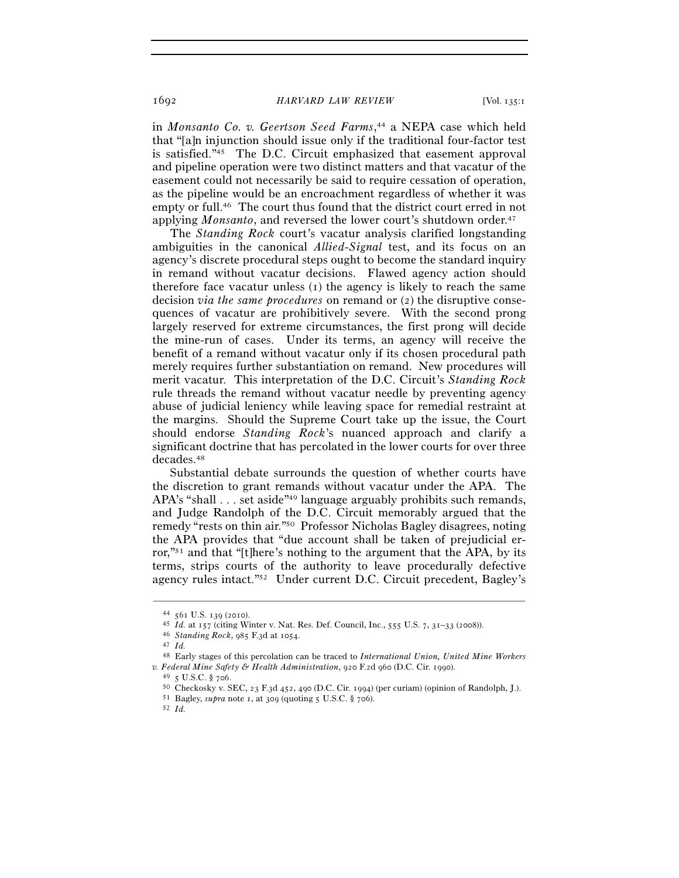in *Monsanto Co. v. Geertson Seed Farms*,[44] a NEPA case which held that "[a]n injunction should issue only if the traditional four-factor test is satisfied."[45] The D.C. Circuit emphasized that easement approval and pipeline operation were two distinct matters and that vacatur of the easement could not necessarily be said to require cessation of operation, as the pipeline would be an encroachment regardless of whether it was empty or full.[46] The court thus found that the district court erred in not applying *Monsanto*, and reversed the lower court's shutdown order.[47]

The *Standing Rock* court's vacatur analysis clarified longstanding ambiguities in the canonical *Allied-Signal* test, and its focus on an agency's discrete procedural steps ought to become the standard inquiry in remand without vacatur decisions. Flawed agency action should therefore face vacatur unless (1) the agency is likely to reach the same decision *via the same procedures* on remand or (2) the disruptive consequences of vacatur are prohibitively severe. With the second prong largely reserved for extreme circumstances, the first prong will decide the mine-run of cases. Under its terms, an agency will receive the benefit of a remand without vacatur only if its chosen procedural path merely requires further substantiation on remand. New procedures will merit vacatur. This interpretation of the D.C. Circuit's *Standing Rock* rule threads the remand without vacatur needle by preventing agency abuse of judicial leniency while leaving space for remedial restraint at the margins. Should the Supreme Court take up the issue, the Court should endorse *Standing Rock*'s nuanced approach and clarify a significant doctrine that has percolated in the lower courts for over three decades.[48]

Substantial debate surrounds the question of whether courts have the discretion to grant remands without vacatur under the APA. The APA's "shall . . . set aside"[49] language arguably prohibits such remands, and Judge Randolph of the D.C. Circuit memorably argued that the remedy "rests on thin air."[50] Professor Nicholas Bagley disagrees, noting the APA provides that "due account shall be taken of prejudicial error,"[51] and that "[t]here's nothing to the argument that the APA, by its terms, strips courts of the authority to leave procedurally defective agency rules intact."[52] Under current D.C. Circuit precedent, Bagley's

---

[44] 561 U.S. 139 (2010).

[45] *Id.* at 157 (citing Winter v. Nat. Res. Def. Council, Inc., 555 U.S. 7, 31–33 (2008)).

[46] *Standing Rock*, 985 F.3d at 1054.

[47] *Id.*

[48] Early stages of this percolation can be traced to *International Union, United Mine Workers v. Federal Mine Safety & Health Administration*, 920 F.2d 960 (D.C. Cir. 1990).

[49] 5 U.S.C. § 706.

[50] Checkosky v. SEC, 23 F.3d 452, 490 (D.C. Cir. 1994) (per curiam) (opinion of Randolph, J.).

[51] Bagley, *supra* note 1, at 309 (quoting 5 U.S.C. § 706).

[52] *Id.*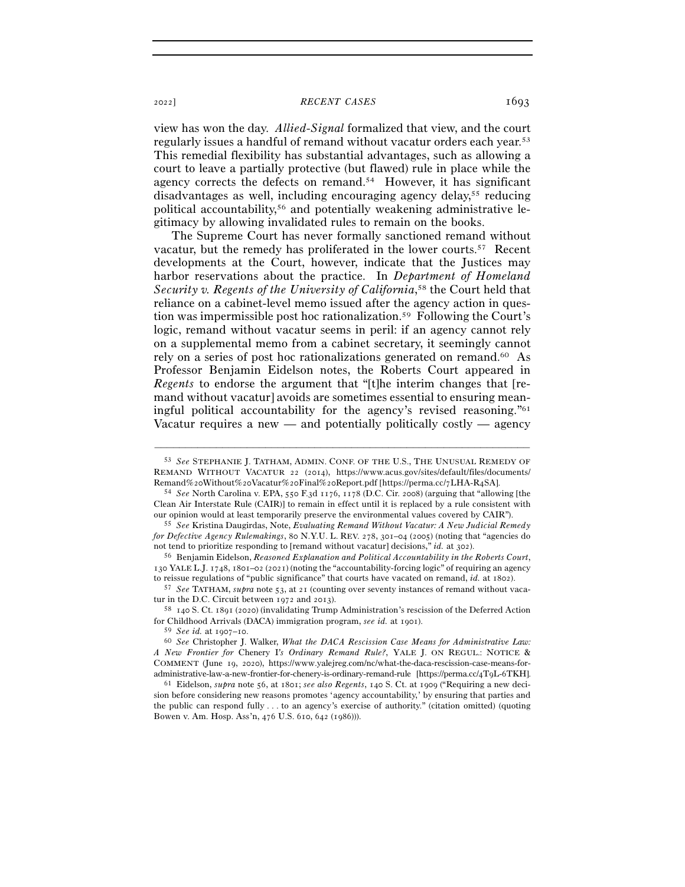view has won the day. *Allied-Signal* formalized that view, and the court regularly issues a handful of remand without vacatur orders each year.[53] This remedial flexibility has substantial advantages, such as allowing a court to leave a partially protective (but flawed) rule in place while the agency corrects the defects on remand.[54] However, it has significant disadvantages as well, including encouraging agency delay,[55] reducing political accountability,[56] and potentially weakening administrative legitimacy by allowing invalidated rules to remain on the books.

The Supreme Court has never formally sanctioned remand without vacatur, but the remedy has proliferated in the lower courts.[57] Recent developments at the Court, however, indicate that the Justices may harbor reservations about the practice. In *Department of Homeland Security v. Regents of the University of California*,[58] the Court held that reliance on a cabinet-level memo issued after the agency action in question was impermissible post hoc rationalization.[59] Following the Court's logic, remand without vacatur seems in peril: if an agency cannot rely on a supplemental memo from a cabinet secretary, it seemingly cannot rely on a series of post hoc rationalizations generated on remand.[60] As Professor Benjamin Eidelson notes, the Roberts Court appeared in *Regents* to endorse the argument that "[t]he interim changes that [remand without vacatur] avoids are sometimes essential to ensuring meaningful political accountability for the agency's revised reasoning."[61] Vacatur requires a new — and potentially politically costly — agency

---

[53] *See* STEPHANIE J. TATHAM, ADMIN. CONF. OF THE U.S., THE UNUSUAL REMEDY OF REMAND WITHOUT VACATUR 22 (2014), https://www.acus.gov/sites/default/files/documents/Remand%20Without%20Vacatur%20Final%20Report.pdf [https://perma.cc/7LHA-R4SA].

[54] *See* North Carolina v. EPA, 550 F.3d 1176, 1178 (D.C. Cir. 2008) (arguing that "allowing [the Clean Air Interstate Rule (CAIR)] to remain in effect until it is replaced by a rule consistent with our opinion would at least temporarily preserve the environmental values covered by CAIR").

[55] *See* Kristina Daugirdas, Note, *Evaluating Remand Without Vacatur: A New Judicial Remedy for Defective Agency Rulemakings*, 80 N.Y.U. L. REV. 278, 301–04 (2005) (noting that "agencies do not tend to prioritize responding to [remand without vacatur] decisions," *id.* at 302).

[56] Benjamin Eidelson, *Reasoned Explanation and Political Accountability in the Roberts Court*, 130 YALE L.J. 1748, 1801–02 (2021) (noting the "accountability-forcing logic" of requiring an agency to reissue regulations of "public significance" that courts have vacated on remand, *id.* at 1802).

[57] *See* TATHAM, *supra* note 53, at 21 (counting over seventy instances of remand without vacatur in the D.C. Circuit between 1972 and 2013).

[58] 140 S. Ct. 1891 (2020) (invalidating Trump Administration's rescission of the Deferred Action for Childhood Arrivals (DACA) immigration program, *see id.* at 1901).

[59] *See id.* at 1907–10.

[60] *See* Christopher J. Walker, *What the DACA Rescission Case Means for Administrative Law: A New Frontier for* Chenery I*'s Ordinary Remand Rule?*, YALE J. ON REGUL.: NOTICE & COMMENT (June 19, 2020), https://www.yalejreg.com/nc/what-the-daca-rescission-case-means-for-administrative-law-a-new-frontier-for-chenery-is-ordinary-remand-rule [https://perma.cc/4T9L-6TKH].

[61] Eidelson, *supra* note 56, at 1801; *see also Regents*, 140 S. Ct. at 1909 ("Requiring a new decision before considering new reasons promotes 'agency accountability,' by ensuring that parties and the public can respond fully . . . to an agency's exercise of authority." (citation omitted) (quoting Bowen v. Am. Hosp. Ass'n, 476 U.S. 610, 642 (1986))).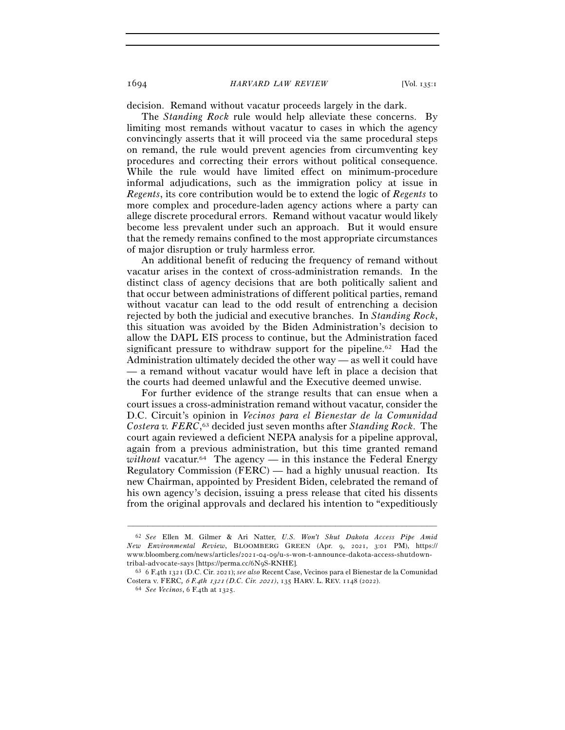decision. Remand without vacatur proceeds largely in the dark.

The *Standing Rock* rule would help alleviate these concerns. By limiting most remands without vacatur to cases in which the agency convincingly asserts that it will proceed via the same procedural steps on remand, the rule would prevent agencies from circumventing key procedures and correcting their errors without political consequence. While the rule would have limited effect on minimum-procedure informal adjudications, such as the immigration policy at issue in *Regents*, its core contribution would be to extend the logic of *Regents* to more complex and procedure-laden agency actions where a party can allege discrete procedural errors. Remand without vacatur would likely become less prevalent under such an approach. But it would ensure that the remedy remains confined to the most appropriate circumstances of major disruption or truly harmless error.

An additional benefit of reducing the frequency of remand without vacatur arises in the context of cross-administration remands. In the distinct class of agency decisions that are both politically salient and that occur between administrations of different political parties, remand without vacatur can lead to the odd result of entrenching a decision rejected by both the judicial and executive branches. In *Standing Rock*, this situation was avoided by the Biden Administration's decision to allow the DAPL EIS process to continue, but the Administration faced significant pressure to withdraw support for the pipeline.[62] Had the Administration ultimately decided the other way — as well it could have — a remand without vacatur would have left in place a decision that the courts had deemed unlawful and the Executive deemed unwise.

For further evidence of the strange results that can ensue when a court issues a cross-administration remand without vacatur, consider the D.C. Circuit's opinion in *Vecinos para el Bienestar de la Comunidad Costera v. FERC*,[63] decided just seven months after *Standing Rock*. The court again reviewed a deficient NEPA analysis for a pipeline approval, again from a previous administration, but this time granted remand *without* vacatur.[64] The agency — in this instance the Federal Energy Regulatory Commission (FERC) — had a highly unusual reaction. Its new Chairman, appointed by President Biden, celebrated the remand of his own agency's decision, issuing a press release that cited his dissents from the original approvals and declared his intention to "expeditiously

---

[62] *See* Ellen M. Gilmer & Ari Natter, *U.S. Won't Shut Dakota Access Pipe Amid New Environmental Review*, BLOOMBERG GREEN (Apr. 9, 2021, 3:01 PM), https://www.bloomberg.com/news/articles/2021-04-09/u-s-won-t-announce-dakota-access-shutdown-tribal-advocate-says [https://perma.cc/6N9S-RNHE].

[63] 6 F.4th 1321 (D.C. Cir. 2021); *see also* Recent Case, Vecinos para el Bienestar de la Comunidad Costera v. FERC, *6 F.4th 1321 (D.C. Cir. 2021)*, 135 HARV. L. REV. 1148 (2022).

[64] *See Vecinos*, 6 F.4th at 1325.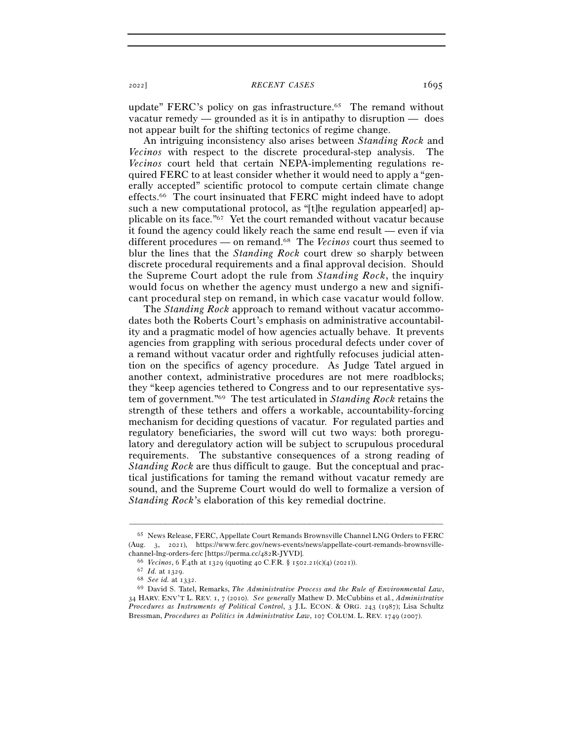update" FERC's policy on gas infrastructure.[65] The remand without vacatur remedy — grounded as it is in antipathy to disruption — does not appear built for the shifting tectonics of regime change.

An intriguing inconsistency also arises between *Standing Rock* and *Vecinos* with respect to the discrete procedural-step analysis. The *Vecinos* court held that certain NEPA-implementing regulations required FERC to at least consider whether it would need to apply a "generally accepted" scientific protocol to compute certain climate change effects.[66] The court insinuated that FERC might indeed have to adopt such a new computational protocol, as "[t]he regulation appear[ed] applicable on its face."[67] Yet the court remanded without vacatur because it found the agency could likely reach the same end result — even if via different procedures — on remand.[68] The *Vecinos* court thus seemed to blur the lines that the *Standing Rock* court drew so sharply between discrete procedural requirements and a final approval decision. Should the Supreme Court adopt the rule from *Standing Rock*, the inquiry would focus on whether the agency must undergo a new and significant procedural step on remand, in which case vacatur would follow.

The *Standing Rock* approach to remand without vacatur accommodates both the Roberts Court's emphasis on administrative accountability and a pragmatic model of how agencies actually behave. It prevents agencies from grappling with serious procedural defects under cover of a remand without vacatur order and rightfully refocuses judicial attention on the specifics of agency procedure. As Judge Tatel argued in another context, administrative procedures are not mere roadblocks; they "keep agencies tethered to Congress and to our representative system of government."[69] The test articulated in *Standing Rock* retains the strength of these tethers and offers a workable, accountability-forcing mechanism for deciding questions of vacatur. For regulated parties and regulatory beneficiaries, the sword will cut two ways: both proregulatory and deregulatory action will be subject to scrupulous procedural requirements. The substantive consequences of a strong reading of *Standing Rock* are thus difficult to gauge. But the conceptual and practical justifications for taming the remand without vacatur remedy are sound, and the Supreme Court would do well to formalize a version of *Standing Rock*'s elaboration of this key remedial doctrine.

---

[65] News Release, FERC, Appellate Court Remands Brownsville Channel LNG Orders to FERC (Aug. 3, 2021), https://www.ferc.gov/news-events/news/appellate-court-remands-brownsville-channel-lng-orders-ferc [https://perma.cc/482R-JYVD].

[66] *Vecinos*, 6 F.4th at 1329 (quoting 40 C.F.R. § 1502.21(c)(4) (2021)).

[67] *Id.* at 1329.

[68] *See id.* at 1332.

[69] David S. Tatel, Remarks, *The Administrative Process and the Rule of Environmental Law*, 34 HARV. ENV'T L. REV. 1, 7 (2010). *See generally* Mathew D. McCubbins et al., *Administrative Procedures as Instruments of Political Control*, 3 J.L. ECON. & ORG. 243 (1987); Lisa Schultz Bressman, *Procedures as Politics in Administrative Law*, 107 COLUM. L. REV. 1749 (2007).